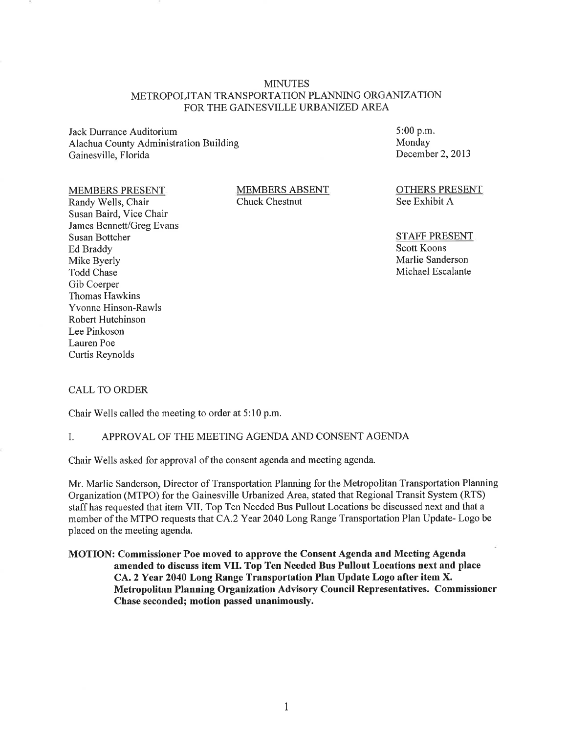# MINUTES
## METROPOLITAN TRANSPORTATION PLANNING ORGANIZATION FOR THE GAINESVILLE URBANIZED AREA

Jack Durrance Auditorium
Alachua County Administration Building
Gainesville, Florida

5:00 p.m.
Monday
December 2, 2013

**MEMBERS PRESENT**
Randy Wells, Chair
Susan Baird, Vice Chair
James Bennett/Greg Evans
Susan Bottcher
Ed Braddy
Mike Byerly
Todd Chase
Gib Coerper
Thomas Hawkins
Yvonne Hinson-Rawls
Robert Hutchinson
Lee Pinkoson
Lauren Poe
Curtis Reynolds

**MEMBERS ABSENT**
Chuck Chestnut

**OTHERS PRESENT**
See Exhibit A

**STAFF PRESENT**
Scott Koons
Marlie Sanderson
Michael Escalante

CALL TO ORDER

Chair Wells called the meeting to order at 5:10 p.m.

I. APPROVAL OF THE MEETING AGENDA AND CONSENT AGENDA

Chair Wells asked for approval of the consent agenda and meeting agenda.

Mr. Marlie Sanderson, Director of Transportation Planning for the Metropolitan Transportation Planning Organization (MTPO) for the Gainesville Urbanized Area, stated that Regional Transit System (RTS) staff has requested that item VII. Top Ten Needed Bus Pullout Locations be discussed next and that a member of the MTPO requests that CA.2 Year 2040 Long Range Transportation Plan Update- Logo be placed on the meeting agenda.

**MOTION: Commissioner Poe moved to approve the Consent Agenda and Meeting Agenda amended to discuss item VII. Top Ten Needed Bus Pullout Locations next and place CA. 2 Year 2040 Long Range Transportation Plan Update Logo after item X. Metropolitan Planning Organization Advisory Council Representatives. Commissioner Chase seconded; motion passed unanimously.**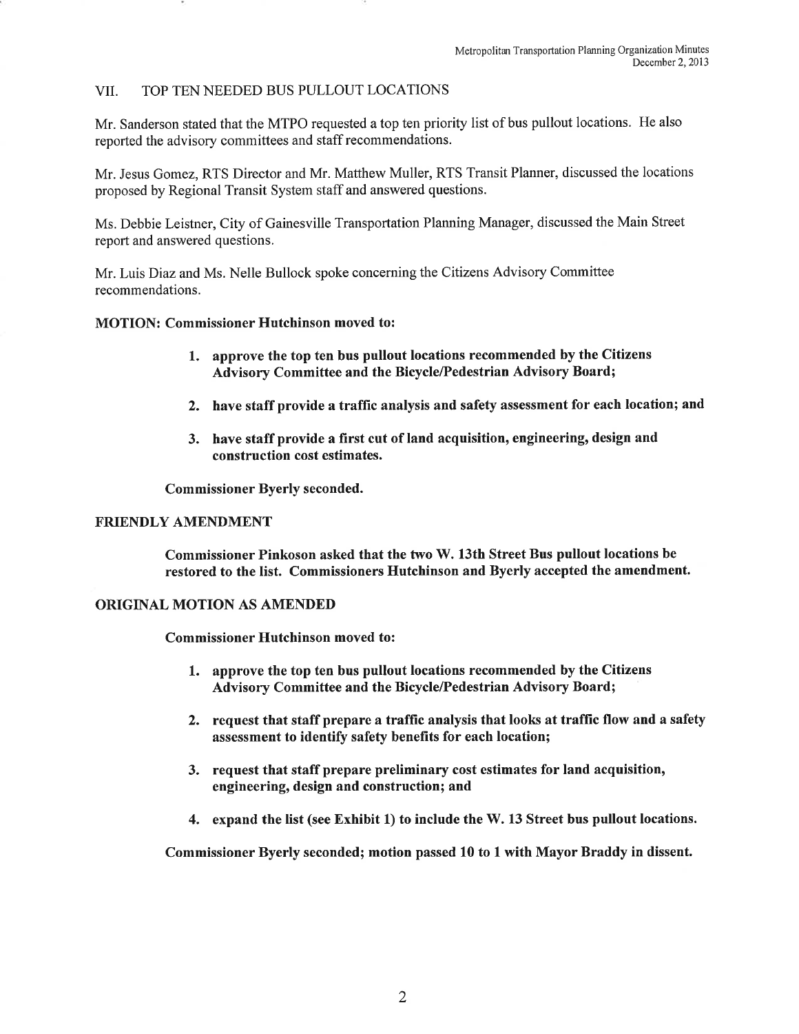## VII. TOP TEN NEEDED BUS PULLOUT LOCATIONS

Mr. Sanderson stated that the MTPO requested a top ten priority list of bus pullout locations. He also reported the advisory committees and staff recommendations.

Mr. Jesus Gomez, RTS Director and Mr. Matthew Muller, RTS Transit Planner, discussed the locations proposed by Regional Transit System staff and answered questions.

Ms. Debbie Leistner, City of Gainesville Transportation Planning Manager, discussed the Main Street report and answered questions.

Mr. Luis Diaz and Ms. Nelle Bullock spoke concerning the Citizens Advisory Committee recommendations.

**MOTION: Commissioner Hutchinson moved to:**

1. **approve the top ten bus pullout locations recommended by the Citizens Advisory Committee and the Bicycle/Pedestrian Advisory Board;**
2. **have staff provide a traffic analysis and safety assessment for each location; and**
3. **have staff provide a first cut of land acquisition, engineering, design and construction cost estimates.**

**Commissioner Byerly seconded.**

**FRIENDLY AMENDMENT**

**Commissioner Pinkoson asked that the two W. 13th Street Bus pullout locations be restored to the list. Commissioners Hutchinson and Byerly accepted the amendment.**

**ORIGINAL MOTION AS AMENDED**

**Commissioner Hutchinson moved to:**

1. **approve the top ten bus pullout locations recommended by the Citizens Advisory Committee and the Bicycle/Pedestrian Advisory Board;**
2. **request that staff prepare a traffic analysis that looks at traffic flow and a safety assessment to identify safety benefits for each location;**
3. **request that staff prepare preliminary cost estimates for land acquisition, engineering, design and construction; and**
4. **expand the list (see Exhibit 1) to include the W. 13 Street bus pullout locations.**

**Commissioner Byerly seconded; motion passed 10 to 1 with Mayor Braddy in dissent.**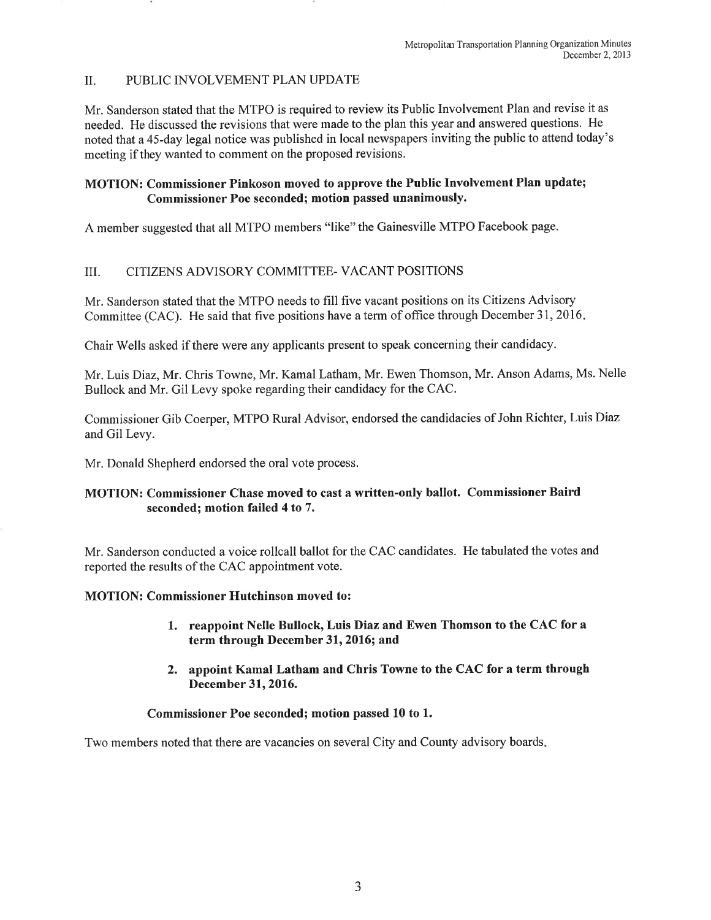## II. PUBLIC INVOLVEMENT PLAN UPDATE

Mr. Sanderson stated that the MTPO is required to review its Public Involvement Plan and revise it as needed. He discussed the revisions that were made to the plan this year and answered questions. He noted that a 45-day legal notice was published in local newspapers inviting the public to attend today's meeting if they wanted to comment on the proposed revisions.

**MOTION: Commissioner Pinkoson moved to approve the Public Involvement Plan update; Commissioner Poe seconded; motion passed unanimously.**

A member suggested that all MTPO members "like" the Gainesville MTPO Facebook page.

## III. CITIZENS ADVISORY COMMITTEE- VACANT POSITIONS

Mr. Sanderson stated that the MTPO needs to fill five vacant positions on its Citizens Advisory Committee (CAC). He said that five positions have a term of office through December 31, 2016.

Chair Wells asked if there were any applicants present to speak concerning their candidacy.

Mr. Luis Diaz, Mr. Chris Towne, Mr. Kamal Latham, Mr. Ewen Thomson, Mr. Anson Adams, Ms. Nelle Bullock and Mr. Gil Levy spoke regarding their candidacy for the CAC.

Commissioner Gib Coerper, MTPO Rural Advisor, endorsed the candidacies of John Richter, Luis Diaz and Gil Levy.

Mr. Donald Shepherd endorsed the oral vote process.

**MOTION: Commissioner Chase moved to cast a written-only ballot. Commissioner Baird seconded; motion failed 4 to 7.**

Mr. Sanderson conducted a voice rollcall ballot for the CAC candidates. He tabulated the votes and reported the results of the CAC appointment vote.

**MOTION: Commissioner Hutchinson moved to:**

1. **reappoint Nelle Bullock, Luis Diaz and Ewen Thomson to the CAC for a term through December 31, 2016; and**
2. **appoint Kamal Latham and Chris Towne to the CAC for a term through December 31, 2016.**

**Commissioner Poe seconded; motion passed 10 to 1.**

Two members noted that there are vacancies on several City and County advisory boards.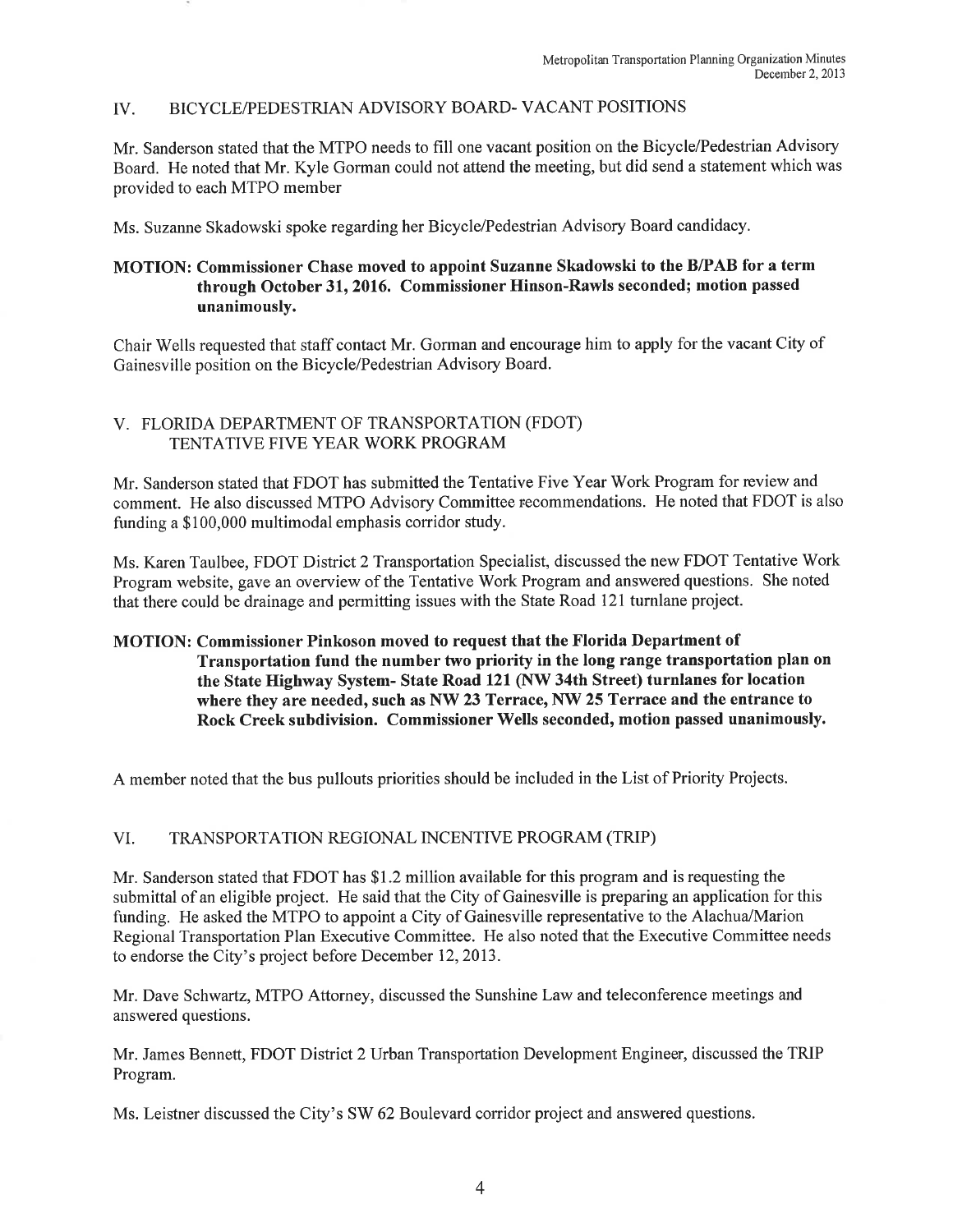## IV. BICYCLE/PEDESTRIAN ADVISORY BOARD- VACANT POSITIONS

Mr. Sanderson stated that the MTPO needs to fill one vacant position on the Bicycle/Pedestrian Advisory Board. He noted that Mr. Kyle Gorman could not attend the meeting, but did send a statement which was provided to each MTPO member

Ms. Suzanne Skadowski spoke regarding her Bicycle/Pedestrian Advisory Board candidacy.

**MOTION: Commissioner Chase moved to appoint Suzanne Skadowski to the B/PAB for a term through October 31, 2016. Commissioner Hinson-Rawls seconded; motion passed unanimously.**

Chair Wells requested that staff contact Mr. Gorman and encourage him to apply for the vacant City of Gainesville position on the Bicycle/Pedestrian Advisory Board.

## V. FLORIDA DEPARTMENT OF TRANSPORTATION (FDOT) TENTATIVE FIVE YEAR WORK PROGRAM

Mr. Sanderson stated that FDOT has submitted the Tentative Five Year Work Program for review and comment. He also discussed MTPO Advisory Committee recommendations. He noted that FDOT is also funding a $100,000 multimodal emphasis corridor study.

Ms. Karen Taulbee, FDOT District 2 Transportation Specialist, discussed the new FDOT Tentative Work Program website, gave an overview of the Tentative Work Program and answered questions. She noted that there could be drainage and permitting issues with the State Road 121 turnlane project.

**MOTION: Commissioner Pinkoson moved to request that the Florida Department of Transportation fund the number two priority in the long range transportation plan on the State Highway System- State Road 121 (NW 34th Street) turnlanes for location where they are needed, such as NW 23 Terrace, NW 25 Terrace and the entrance to Rock Creek subdivision. Commissioner Wells seconded, motion passed unanimously.**

A member noted that the bus pullouts priorities should be included in the List of Priority Projects.

## VI. TRANSPORTATION REGIONAL INCENTIVE PROGRAM (TRIP)

Mr. Sanderson stated that FDOT has $1.2 million available for this program and is requesting the submittal of an eligible project. He said that the City of Gainesville is preparing an application for this funding. He asked the MTPO to appoint a City of Gainesville representative to the Alachua/Marion Regional Transportation Plan Executive Committee. He also noted that the Executive Committee needs to endorse the City's project before December 12, 2013.

Mr. Dave Schwartz, MTPO Attorney, discussed the Sunshine Law and teleconference meetings and answered questions.

Mr. James Bennett, FDOT District 2 Urban Transportation Development Engineer, discussed the TRIP Program.

Ms. Leistner discussed the City's SW 62 Boulevard corridor project and answered questions.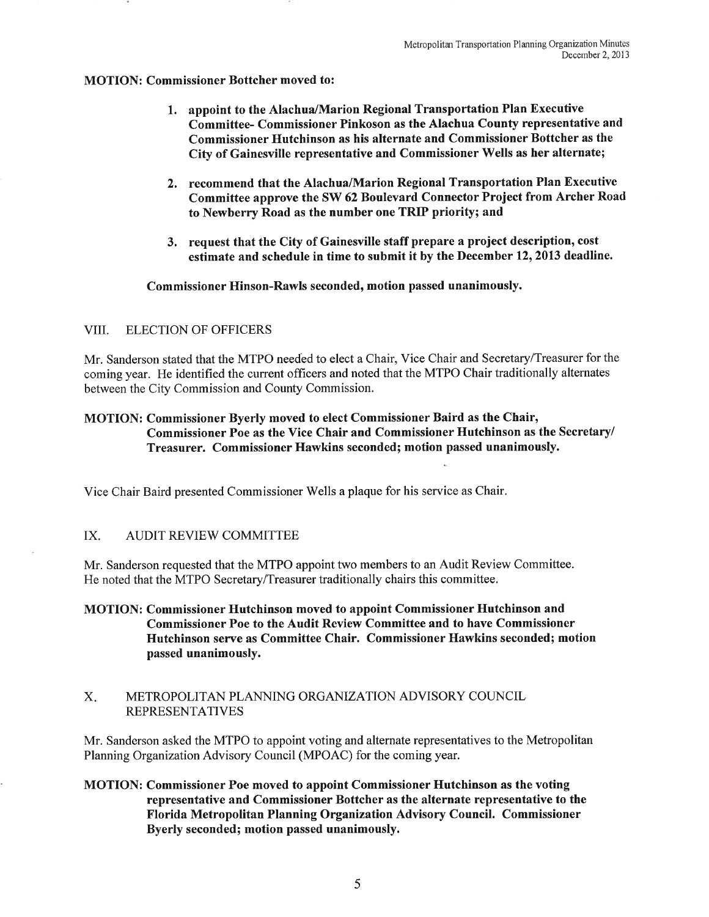**MOTION: Commissioner Bottcher moved to:**

1. **appoint to the Alachua/Marion Regional Transportation Plan Executive Committee- Commissioner Pinkoson as the Alachua County representative and Commissioner Hutchinson as his alternate and Commissioner Bottcher as the City of Gainesville representative and Commissioner Wells as her alternate;**

2. **recommend that the Alachua/Marion Regional Transportation Plan Executive Committee approve the SW 62 Boulevard Connector Project from Archer Road to Newberry Road as the number one TRIP priority; and**

3. **request that the City of Gainesville staff prepare a project description, cost estimate and schedule in time to submit it by the December 12, 2013 deadline.**

**Commissioner Hinson-Rawls seconded, motion passed unanimously.**

## VIII. ELECTION OF OFFICERS

Mr. Sanderson stated that the MTPO needed to elect a Chair, Vice Chair and Secretary/Treasurer for the coming year. He identified the current officers and noted that the MTPO Chair traditionally alternates between the City Commission and County Commission.

**MOTION: Commissioner Byerly moved to elect Commissioner Baird as the Chair, Commissioner Poe as the Vice Chair and Commissioner Hutchinson as the Secretary/ Treasurer. Commissioner Hawkins seconded; motion passed unanimously.**

Vice Chair Baird presented Commissioner Wells a plaque for his service as Chair.

## IX. AUDIT REVIEW COMMITTEE

Mr. Sanderson requested that the MTPO appoint two members to an Audit Review Committee. He noted that the MTPO Secretary/Treasurer traditionally chairs this committee.

**MOTION: Commissioner Hutchinson moved to appoint Commissioner Hutchinson and Commissioner Poe to the Audit Review Committee and to have Commissioner Hutchinson serve as Committee Chair. Commissioner Hawkins seconded; motion passed unanimously.**

## X. METROPOLITAN PLANNING ORGANIZATION ADVISORY COUNCIL REPRESENTATIVES

Mr. Sanderson asked the MTPO to appoint voting and alternate representatives to the Metropolitan Planning Organization Advisory Council (MPOAC) for the coming year.

**MOTION: Commissioner Poe moved to appoint Commissioner Hutchinson as the voting representative and Commissioner Bottcher as the alternate representative to the Florida Metropolitan Planning Organization Advisory Council. Commissioner Byerly seconded; motion passed unanimously.**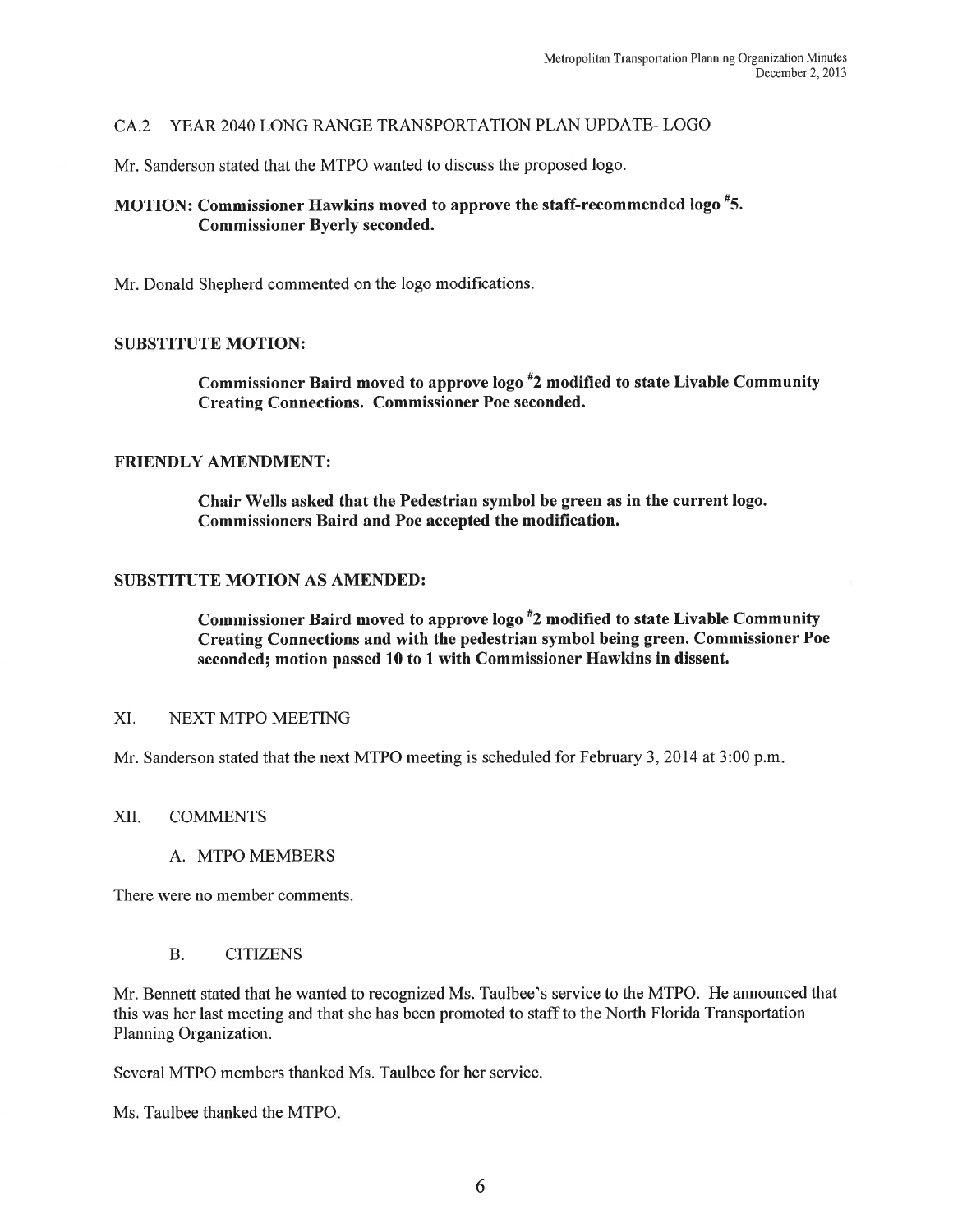CA.2 YEAR 2040 LONG RANGE TRANSPORTATION PLAN UPDATE- LOGO

Mr. Sanderson stated that the MTPO wanted to discuss the proposed logo.

**MOTION: Commissioner Hawkins moved to approve the staff-recommended logo #5. Commissioner Byerly seconded.**

Mr. Donald Shepherd commented on the logo modifications.

**SUBSTITUTE MOTION:**

**Commissioner Baird moved to approve logo #2 modified to state Livable Community Creating Connections. Commissioner Poe seconded.**

**FRIENDLY AMENDMENT:**

**Chair Wells asked that the Pedestrian symbol be green as in the current logo. Commissioners Baird and Poe accepted the modification.**

**SUBSTITUTE MOTION AS AMENDED:**

**Commissioner Baird moved to approve logo #2 modified to state Livable Community Creating Connections and with the pedestrian symbol being green. Commissioner Poe seconded; motion passed 10 to 1 with Commissioner Hawkins in dissent.**

XI. NEXT MTPO MEETING

Mr. Sanderson stated that the next MTPO meeting is scheduled for February 3, 2014 at 3:00 p.m.

XII. COMMENTS

A. MTPO MEMBERS

There were no member comments.

B. CITIZENS

Mr. Bennett stated that he wanted to recognized Ms. Taulbee's service to the MTPO. He announced that this was her last meeting and that she has been promoted to staff to the North Florida Transportation Planning Organization.

Several MTPO members thanked Ms. Taulbee for her service.

Ms. Taulbee thanked the MTPO.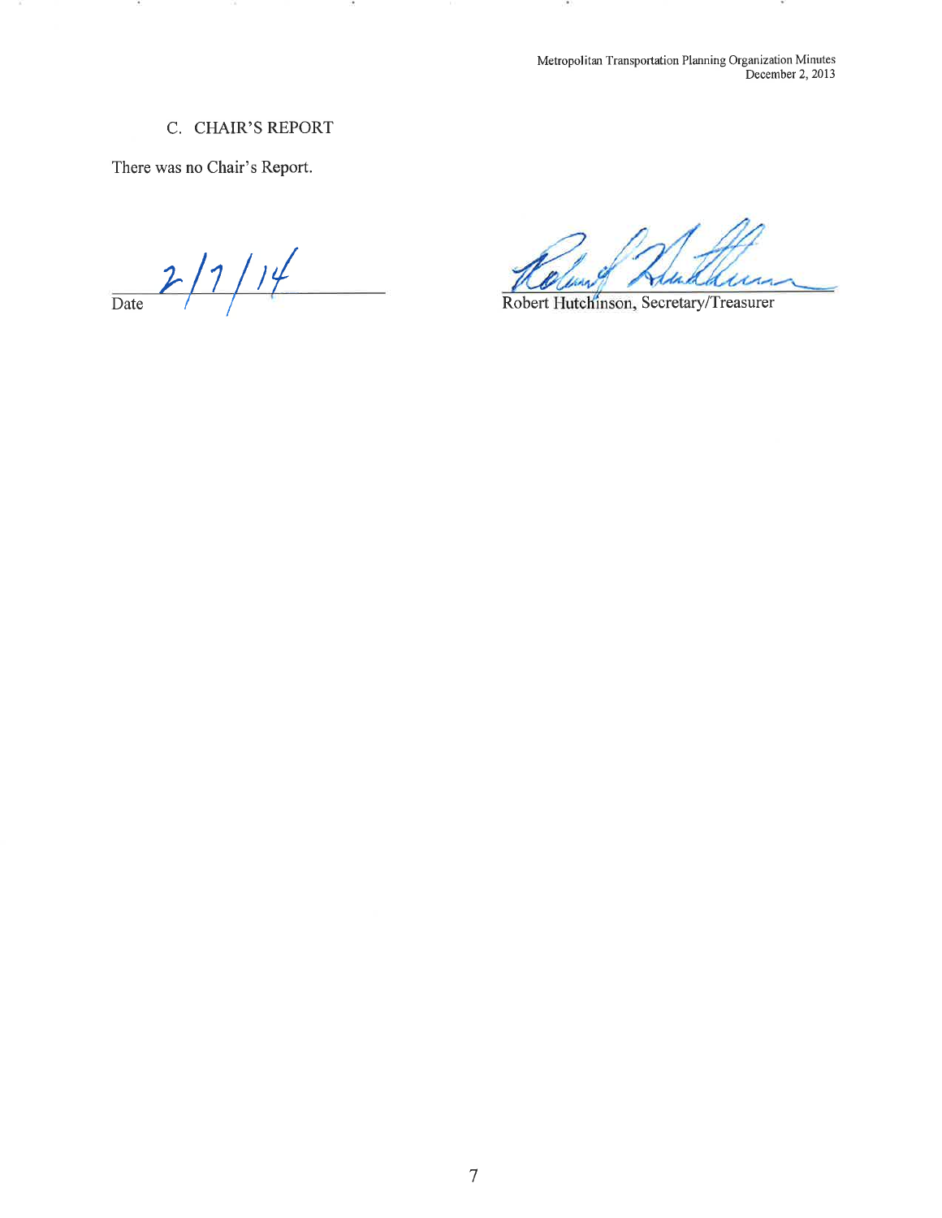### C. CHAIR'S REPORT

There was no Chair's Report.

2/7/14
Date

Robert Hutchinson, Secretary/Treasurer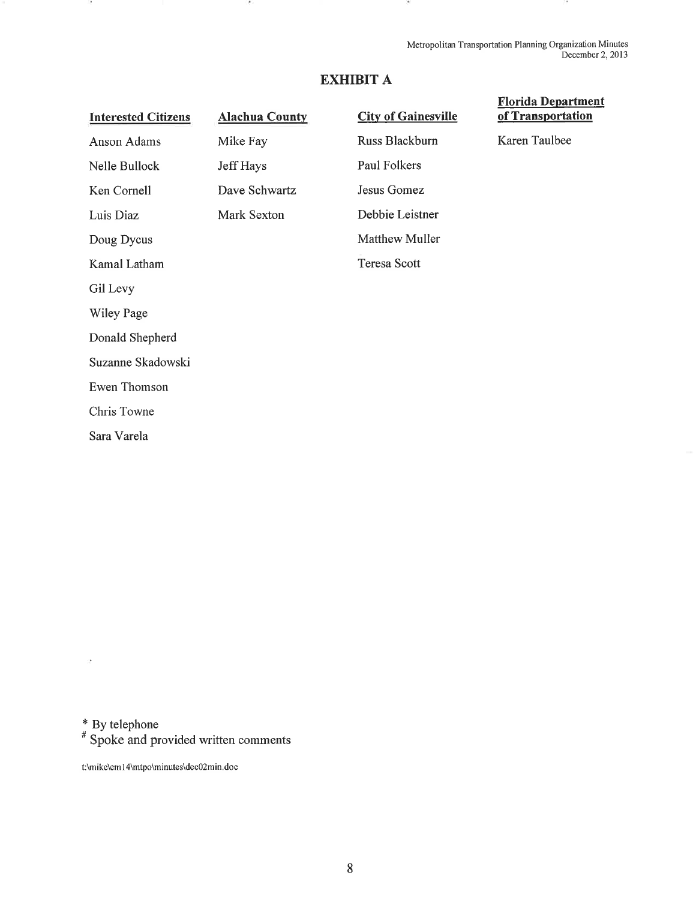# EXHIBIT A

| Interested Citizens | Alachua County | City of Gainesville | Florida Department of Transportation |
|---|---|---|---|
| Anson Adams | Mike Fay | Russ Blackburn | Karen Taulbee |
| Nelle Bullock | Jeff Hays | Paul Folkers | |
| Ken Cornell | Dave Schwartz | Jesus Gomez | |
| Luis Diaz | Mark Sexton | Debbie Leistner | |
| Doug Dycus | | Matthew Muller | |
| Kamal Latham | | Teresa Scott | |
| Gil Levy | | | |
| Wiley Page | | | |
| Donald Shepherd | | | |
| Suzanne Skadowski | | | |
| Ewen Thomson | | | |
| Chris Towne | | | |
| Sara Varela | | | |

\* By telephone

\# Spoke and provided written comments

t:\mike\em14\mtpo\minutes\dec02min.doc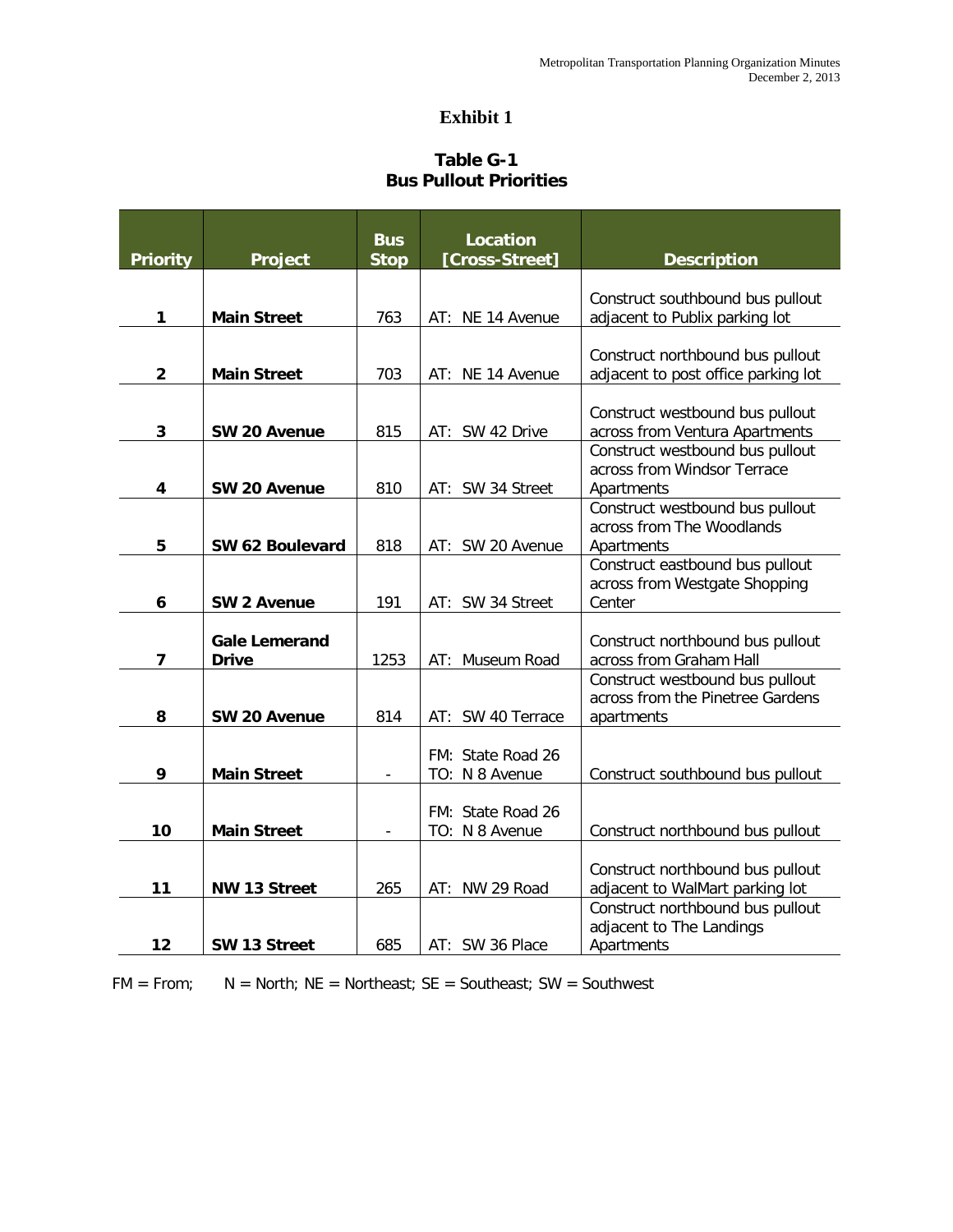# Exhibit 1

## Table G-1
## Bus Pullout Priorities

| Priority | Project | Bus Stop | Location [Cross-Street] | Description |
|---|---|---|---|---|
| 1 | **Main Street** | 763 | AT: NE 14 Avenue | Construct southbound bus pullout adjacent to Publix parking lot |
| 2 | **Main Street** | 703 | AT: NE 14 Avenue | Construct northbound bus pullout adjacent to post office parking lot |
| 3 | **SW 20 Avenue** | 815 | AT: SW 42 Drive | Construct westbound bus pullout across from Ventura Apartments |
| 4 | **SW 20 Avenue** | 810 | AT: SW 34 Street | Construct westbound bus pullout across from Windsor Terrace Apartments |
| 5 | **SW 62 Boulevard** | 818 | AT: SW 20 Avenue | Construct westbound bus pullout across from The Woodlands Apartments |
| 6 | **SW 2 Avenue** | 191 | AT: SW 34 Street | Construct eastbound bus pullout across from Westgate Shopping Center |
| 7 | **Gale Lemerand Drive** | 1253 | AT: Museum Road | Construct northbound bus pullout across from Graham Hall |
| 8 | **SW 20 Avenue** | 814 | AT: SW 40 Terrace | Construct westbound bus pullout across from the Pinetree Gardens apartments |
| 9 | **Main Street** | - | FM: State Road 26 TO: N 8 Avenue | Construct southbound bus pullout |
| 10 | **Main Street** | - | FM: State Road 26 TO: N 8 Avenue | Construct northbound bus pullout |
| 11 | **NW 13 Street** | 265 | AT: NW 29 Road | Construct northbound bus pullout adjacent to WalMart parking lot |
| 12 | **SW 13 Street** | 685 | AT: SW 36 Place | Construct northbound bus pullout adjacent to The Landings Apartments |

FM = From; N = North; NE = Northeast; SE = Southeast; SW = Southwest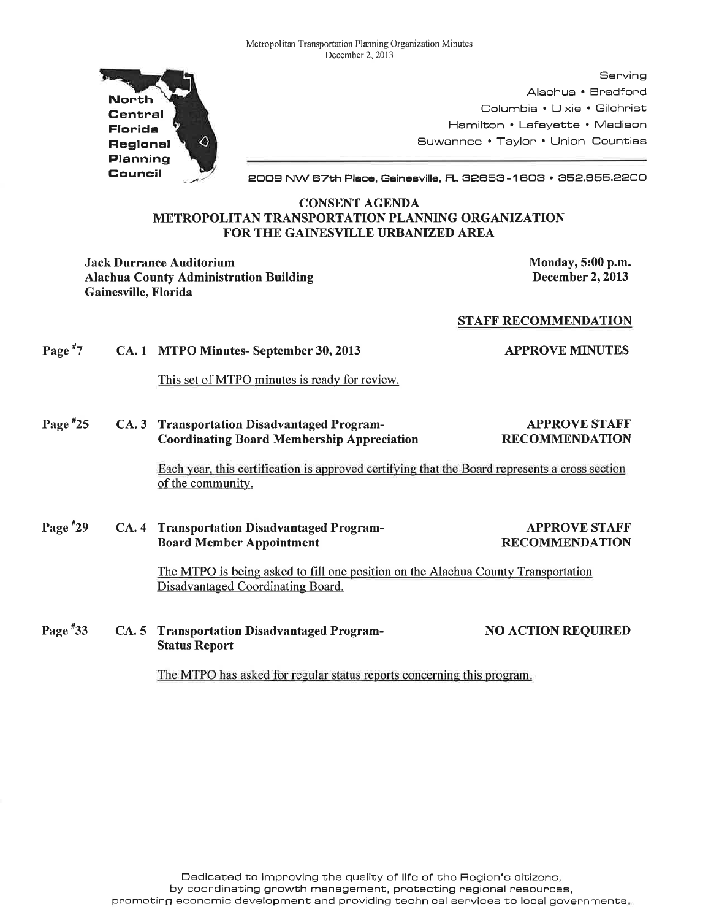**North Central Florida Regional Planning Council**

Serving
Alachua • Bradford
Columbia • Dixie • Gilchrist
Hamilton • Lafayette • Madison
Suwannee • Taylor • Union Counties

2009 NW 67th Place, Gainesville, FL 32653-1603 • 352.955.2200

## CONSENT AGENDA
## METROPOLITAN TRANSPORTATION PLANNING ORGANIZATION FOR THE GAINESVILLE URBANIZED AREA

**Jack Durrance Auditorium**
**Alachua County Administration Building**
**Gainesville, Florida**

**Monday, 5:00 p.m.**
**December 2, 2013**

**STAFF RECOMMENDATION**

Page #7 **CA. 1 MTPO Minutes- September 30, 2013** — **APPROVE MINUTES**

This set of MTPO minutes is ready for review.

Page #25 **CA. 3 Transportation Disadvantaged Program- Coordinating Board Membership Appreciation** — **APPROVE STAFF RECOMMENDATION**

Each year, this certification is approved certifying that the Board represents a cross section of the community.

Page #29 **CA. 4 Transportation Disadvantaged Program- Board Member Appointment** — **APPROVE STAFF RECOMMENDATION**

The MTPO is being asked to fill one position on the Alachua County Transportation Disadvantaged Coordinating Board.

Page #33 **CA. 5 Transportation Disadvantaged Program- Status Report** — **NO ACTION REQUIRED**

The MTPO has asked for regular status reports concerning this program.

Dedicated to improving the quality of life of the Region's citizens, by coordinating growth management, protecting regional resources, promoting economic development and providing technical services to local governments.